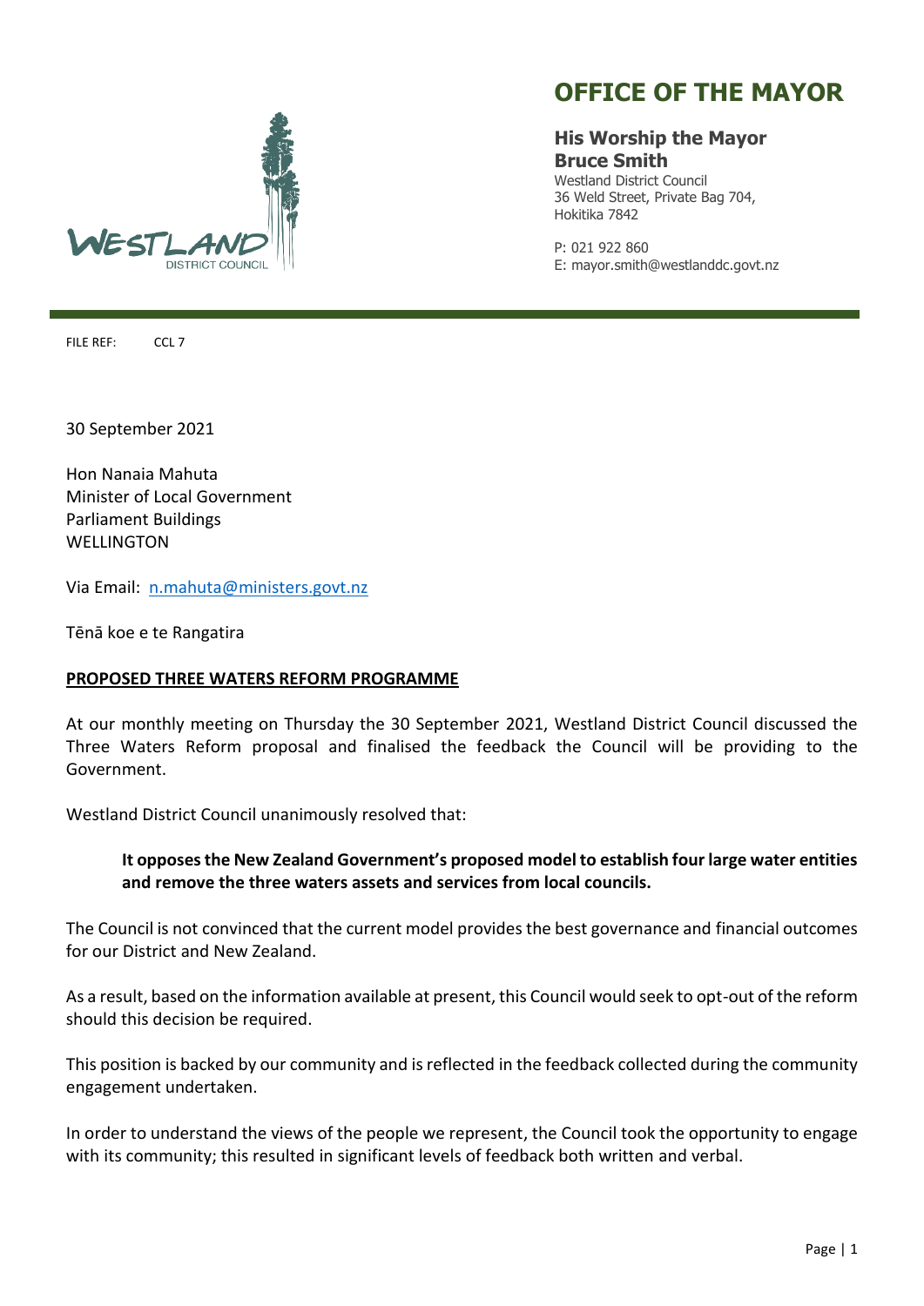# OFFICE OF THE MAYOR

**His Worship the Mayor**
**Bruce Smith**
Westland District Council
36 Weld Street, Private Bag 704,
Hokitika 7842

P: 021 922 860
E: mayor.smith@westlanddc.govt.nz

FILE REF: CCL 7

30 September 2021

Hon Nanaia Mahuta
Minister of Local Government
Parliament Buildings
WELLINGTON

Via Email: n.mahuta@ministers.govt.nz

Tēnā koe e te Rangatira

**PROPOSED THREE WATERS REFORM PROGRAMME**

At our monthly meeting on Thursday the 30 September 2021, Westland District Council discussed the Three Waters Reform proposal and finalised the feedback the Council will be providing to the Government.

Westland District Council unanimously resolved that:

> **It opposes the New Zealand Government's proposed model to establish four large water entities and remove the three waters assets and services from local councils.**

The Council is not convinced that the current model provides the best governance and financial outcomes for our District and New Zealand.

As a result, based on the information available at present, this Council would seek to opt-out of the reform should this decision be required.

This position is backed by our community and is reflected in the feedback collected during the community engagement undertaken.

In order to understand the views of the people we represent, the Council took the opportunity to engage with its community; this resulted in significant levels of feedback both written and verbal.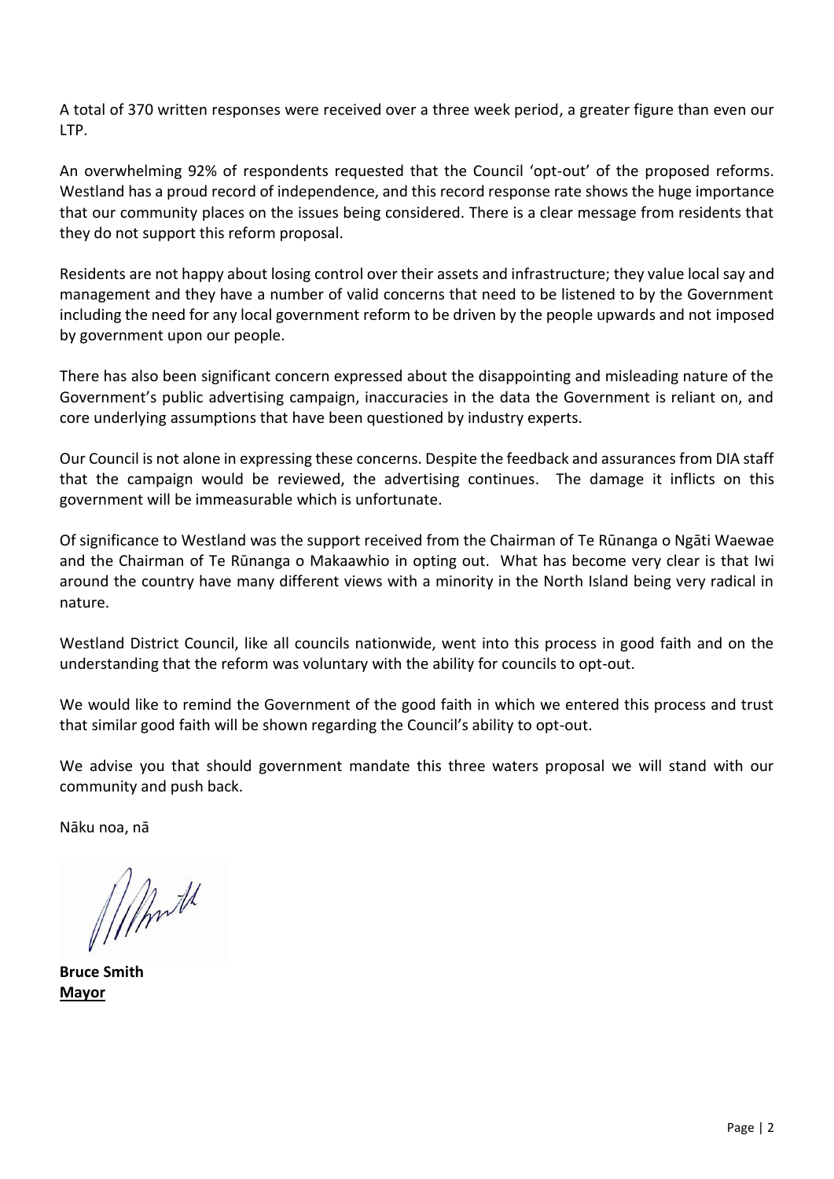A total of 370 written responses were received over a three week period, a greater figure than even our LTP.

An overwhelming 92% of respondents requested that the Council 'opt-out' of the proposed reforms. Westland has a proud record of independence, and this record response rate shows the huge importance that our community places on the issues being considered. There is a clear message from residents that they do not support this reform proposal.

Residents are not happy about losing control over their assets and infrastructure; they value local say and management and they have a number of valid concerns that need to be listened to by the Government including the need for any local government reform to be driven by the people upwards and not imposed by government upon our people.

There has also been significant concern expressed about the disappointing and misleading nature of the Government's public advertising campaign, inaccuracies in the data the Government is reliant on, and core underlying assumptions that have been questioned by industry experts.

Our Council is not alone in expressing these concerns. Despite the feedback and assurances from DIA staff that the campaign would be reviewed, the advertising continues. The damage it inflicts on this government will be immeasurable which is unfortunate.

Of significance to Westland was the support received from the Chairman of Te Rūnanga o Ngāti Waewae and the Chairman of Te Rūnanga o Makaawhio in opting out. What has become very clear is that Iwi around the country have many different views with a minority in the North Island being very radical in nature.

Westland District Council, like all councils nationwide, went into this process in good faith and on the understanding that the reform was voluntary with the ability for councils to opt-out.

We would like to remind the Government of the good faith in which we entered this process and trust that similar good faith will be shown regarding the Council's ability to opt-out.

We advise you that should government mandate this three waters proposal we will stand with our community and push back.

Nāku noa, nā

**Bruce Smith**
**Mayor**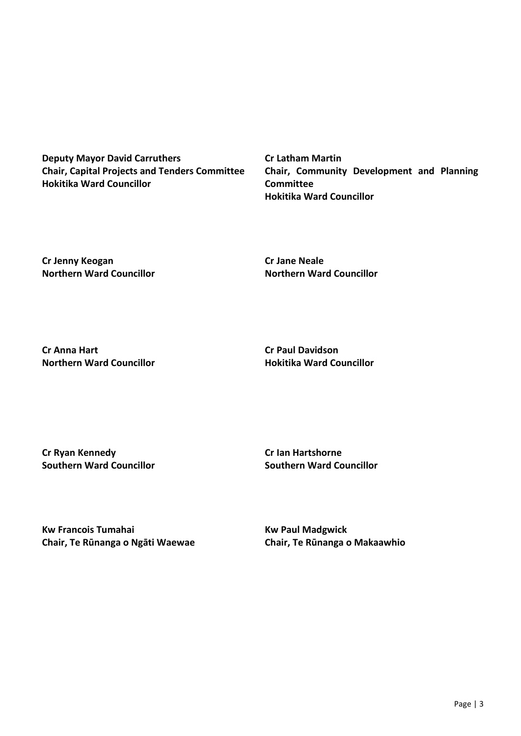**Deputy Mayor David Carruthers**
**Chair, Capital Projects and Tenders Committee**
**Hokitika Ward Councillor**

**Cr Latham Martin**
**Chair, Community Development and Planning Committee**
**Hokitika Ward Councillor**

**Cr Jenny Keogan**
**Northern Ward Councillor**

**Cr Jane Neale**
**Northern Ward Councillor**

**Cr Anna Hart**
**Northern Ward Councillor**

**Cr Paul Davidson**
**Hokitika Ward Councillor**

**Cr Ryan Kennedy**
**Southern Ward Councillor**

**Cr Ian Hartshorne**
**Southern Ward Councillor**

**Kw Francois Tumahai**
**Chair, Te Rūnanga o Ngāti Waewae**

**Kw Paul Madgwick**
**Chair, Te Rūnanga o Makaawhio**